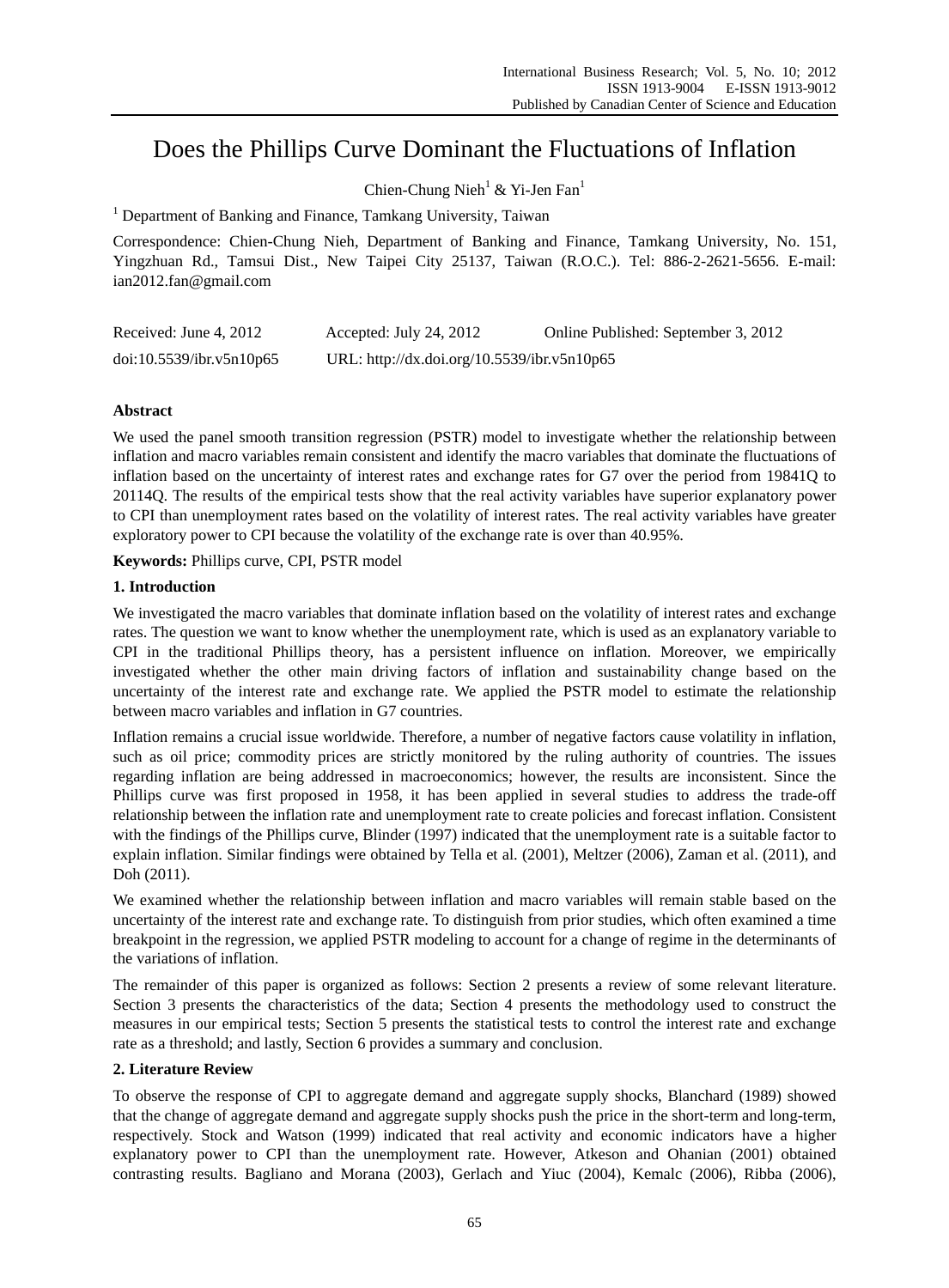# Does the Phillips Curve Dominant the Fluctuations of Inflation

Chien-Chung Nieh[1] & Yi-Jen Fan[1]

[1] Department of Banking and Finance, Tamkang University, Taiwan

Correspondence: Chien-Chung Nieh, Department of Banking and Finance, Tamkang University, No. 151, Yingzhuan Rd., Tamsui Dist., New Taipei City 25137, Taiwan (R.O.C.). Tel: 886-2-2621-5656. E-mail: ian2012.fan@gmail.com

Received: June 4, 2012 Accepted: July 24, 2012 Online Published: September 3, 2012

doi:10.5539/ibr.v5n10p65 URL: http://dx.doi.org/10.5539/ibr.v5n10p65

**Abstract**

We used the panel smooth transition regression (PSTR) model to investigate whether the relationship between inflation and macro variables remain consistent and identify the macro variables that dominate the fluctuations of inflation based on the uncertainty of interest rates and exchange rates for G7 over the period from 19841Q to 20114Q. The results of the empirical tests show that the real activity variables have superior explanatory power to CPI than unemployment rates based on the volatility of interest rates. The real activity variables have greater exploratory power to CPI because the volatility of the exchange rate is over than 40.95%.

**Keywords:** Phillips curve, CPI, PSTR model

## 1. Introduction

We investigated the macro variables that dominate inflation based on the volatility of interest rates and exchange rates. The question we want to know whether the unemployment rate, which is used as an explanatory variable to CPI in the traditional Phillips theory, has a persistent influence on inflation. Moreover, we empirically investigated whether the other main driving factors of inflation and sustainability change based on the uncertainty of the interest rate and exchange rate. We applied the PSTR model to estimate the relationship between macro variables and inflation in G7 countries.

Inflation remains a crucial issue worldwide. Therefore, a number of negative factors cause volatility in inflation, such as oil price; commodity prices are strictly monitored by the ruling authority of countries. The issues regarding inflation are being addressed in macroeconomics; however, the results are inconsistent. Since the Phillips curve was first proposed in 1958, it has been applied in several studies to address the trade-off relationship between the inflation rate and unemployment rate to create policies and forecast inflation. Consistent with the findings of the Phillips curve, Blinder (1997) indicated that the unemployment rate is a suitable factor to explain inflation. Similar findings were obtained by Tella et al. (2001), Meltzer (2006), Zaman et al. (2011), and Doh (2011).

We examined whether the relationship between inflation and macro variables will remain stable based on the uncertainty of the interest rate and exchange rate. To distinguish from prior studies, which often examined a time breakpoint in the regression, we applied PSTR modeling to account for a change of regime in the determinants of the variations of inflation.

The remainder of this paper is organized as follows: Section 2 presents a review of some relevant literature. Section 3 presents the characteristics of the data; Section 4 presents the methodology used to construct the measures in our empirical tests; Section 5 presents the statistical tests to control the interest rate and exchange rate as a threshold; and lastly, Section 6 provides a summary and conclusion.

## 2. Literature Review

To observe the response of CPI to aggregate demand and aggregate supply shocks, Blanchard (1989) showed that the change of aggregate demand and aggregate supply shocks push the price in the short-term and long-term, respectively. Stock and Watson (1999) indicated that real activity and economic indicators have a higher explanatory power to CPI than the unemployment rate. However, Atkeson and Ohanian (2001) obtained contrasting results. Bagliano and Morana (2003), Gerlach and Yiuc (2004), Kemalc (2006), Ribba (2006),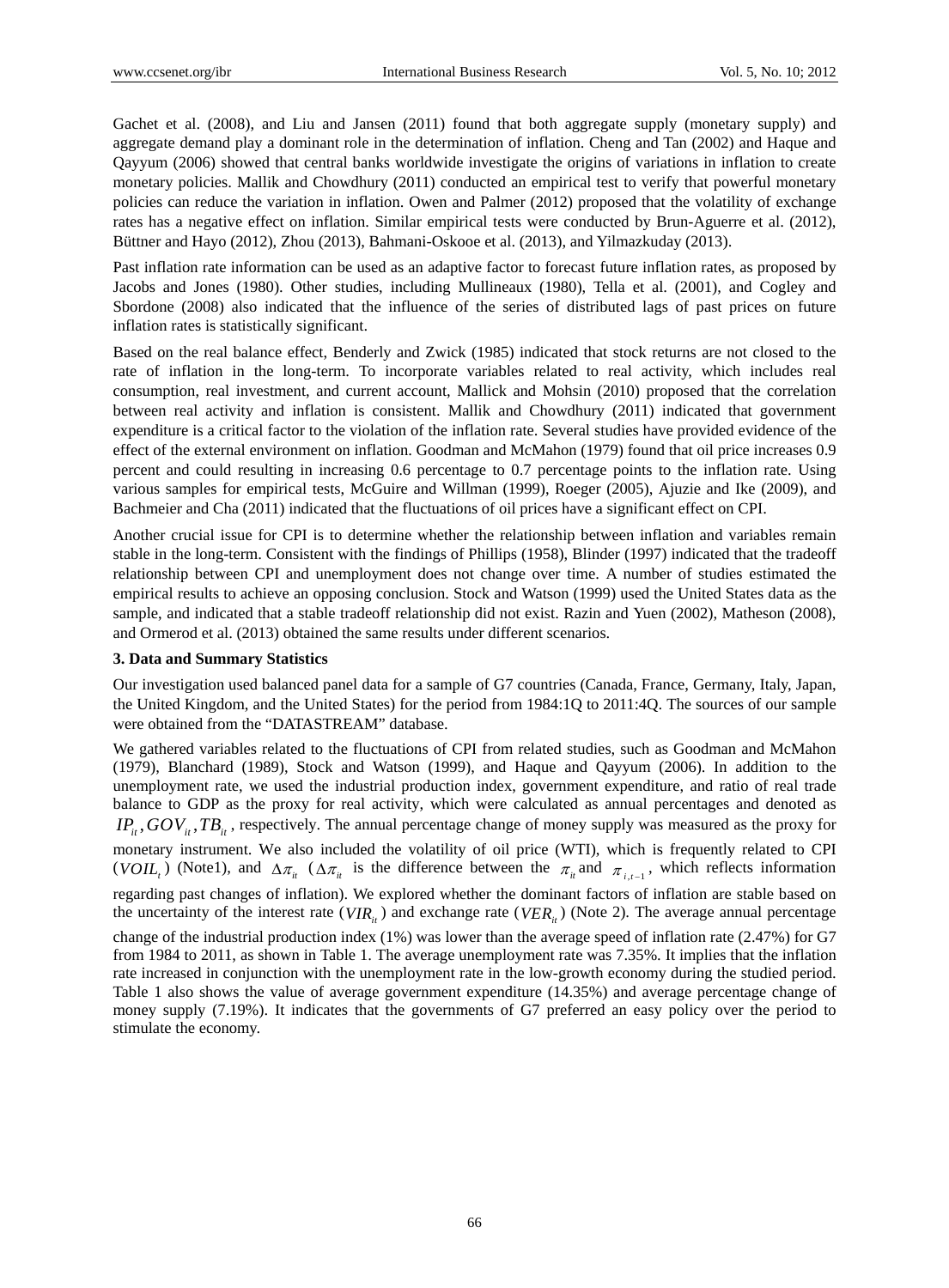Gachet et al. (2008), and Liu and Jansen (2011) found that both aggregate supply (monetary supply) and aggregate demand play a dominant role in the determination of inflation. Cheng and Tan (2002) and Haque and Qayyum (2006) showed that central banks worldwide investigate the origins of variations in inflation to create monetary policies. Mallik and Chowdhury (2011) conducted an empirical test to verify that powerful monetary policies can reduce the variation in inflation. Owen and Palmer (2012) proposed that the volatility of exchange rates has a negative effect on inflation. Similar empirical tests were conducted by Brun-Aguerre et al. (2012), Büttner and Hayo (2012), Zhou (2013), Bahmani-Oskooe et al. (2013), and Yilmazkuday (2013).

Past inflation rate information can be used as an adaptive factor to forecast future inflation rates, as proposed by Jacobs and Jones (1980). Other studies, including Mullineaux (1980), Tella et al. (2001), and Cogley and Sbordone (2008) also indicated that the influence of the series of distributed lags of past prices on future inflation rates is statistically significant.

Based on the real balance effect, Benderly and Zwick (1985) indicated that stock returns are not closed to the rate of inflation in the long-term. To incorporate variables related to real activity, which includes real consumption, real investment, and current account, Mallick and Mohsin (2010) proposed that the correlation between real activity and inflation is consistent. Mallik and Chowdhury (2011) indicated that government expenditure is a critical factor to the violation of the inflation rate. Several studies have provided evidence of the effect of the external environment on inflation. Goodman and McMahon (1979) found that oil price increases 0.9 percent and could resulting in increasing 0.6 percentage to 0.7 percentage points to the inflation rate. Using various samples for empirical tests, McGuire and Willman (1999), Roeger (2005), Ajuzie and Ike (2009), and Bachmeier and Cha (2011) indicated that the fluctuations of oil prices have a significant effect on CPI.

Another crucial issue for CPI is to determine whether the relationship between inflation and variables remain stable in the long-term. Consistent with the findings of Phillips (1958), Blinder (1997) indicated that the tradeoff relationship between CPI and unemployment does not change over time. A number of studies estimated the empirical results to achieve an opposing conclusion. Stock and Watson (1999) used the United States data as the sample, and indicated that a stable tradeoff relationship did not exist. Razin and Yuen (2002), Matheson (2008), and Ormerod et al. (2013) obtained the same results under different scenarios.

## 3. Data and Summary Statistics

Our investigation used balanced panel data for a sample of G7 countries (Canada, France, Germany, Italy, Japan, the United Kingdom, and the United States) for the period from 1984:1Q to 2011:4Q. The sources of our sample were obtained from the "DATASTREAM" database.

We gathered variables related to the fluctuations of CPI from related studies, such as Goodman and McMahon (1979), Blanchard (1989), Stock and Watson (1999), and Haque and Qayyum (2006). In addition to the unemployment rate, we used the industrial production index, government expenditure, and ratio of real trade balance to GDP as the proxy for real activity, which were calculated as annual percentages and denoted as $IP_{it}, GOV_{it}, TB_{it}$, respectively. The annual percentage change of money supply was measured as the proxy for monetary instrument. We also included the volatility of oil price (WTI), which is frequently related to CPI ($VOIL_t$) (Note1), and $\Delta\pi_{it}$ ($\Delta\pi_{it}$ is the difference between the $\pi_{it}$ and $\pi_{i,t-1}$, which reflects information regarding past changes of inflation). We explored whether the dominant factors of inflation are stable based on the uncertainty of the interest rate ($VIR_{it}$) and exchange rate ($VER_{it}$) (Note 2). The average annual percentage change of the industrial production index (1%) was lower than the average speed of inflation rate (2.47%) for G7 from 1984 to 2011, as shown in Table 1. The average unemployment rate was 7.35%. It implies that the inflation rate increased in conjunction with the unemployment rate in the low-growth economy during the studied period. Table 1 also shows the value of average government expenditure (14.35%) and average percentage change of money supply (7.19%). It indicates that the governments of G7 preferred an easy policy over the period to stimulate the economy.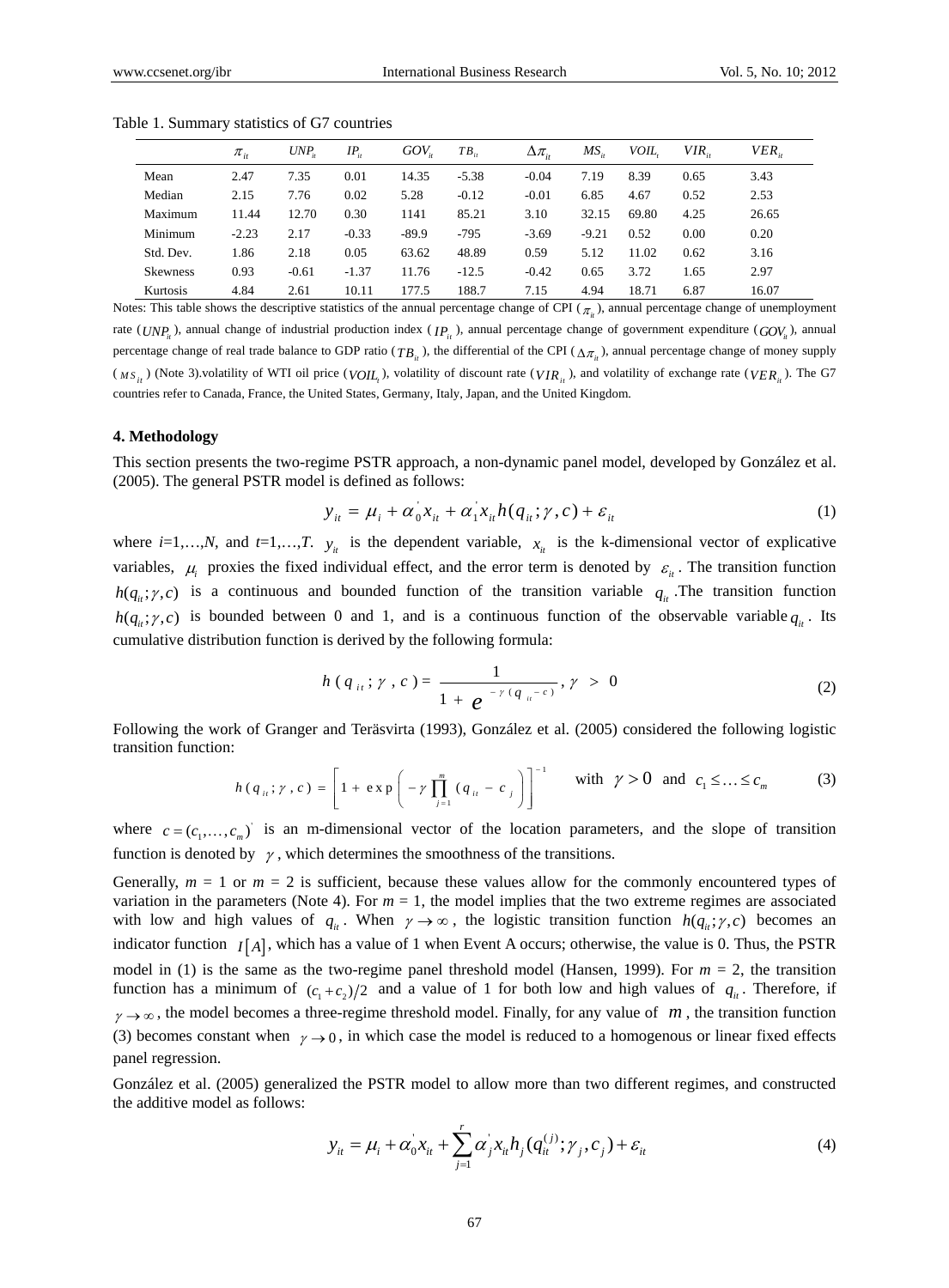Table 1. Summary statistics of G7 countries

| | $\pi_{it}$ | $UNP_{it}$ | $IP_{it}$ | $GOV_{it}$ | $TB_{it}$ | $\Delta\pi_{it}$ | $MS_{it}$ | $VOIL_t$ | $VIR_{it}$ | $VER_{it}$ |
|---|---|---|---|---|---|---|---|---|---|---|
| Mean | 2.47 | 7.35 | 0.01 | 14.35 | -5.38 | -0.04 | 7.19 | 8.39 | 0.65 | 3.43 |
| Median | 2.15 | 7.76 | 0.02 | 5.28 | -0.12 | -0.01 | 6.85 | 4.67 | 0.52 | 2.53 |
| Maximum | 11.44 | 12.70 | 0.30 | 1141 | 85.21 | 3.10 | 32.15 | 69.80 | 4.25 | 26.65 |
| Minimum | -2.23 | 2.17 | -0.33 | -89.9 | -795 | -3.69 | -9.21 | 0.52 | 0.00 | 0.20 |
| Std. Dev. | 1.86 | 2.18 | 0.05 | 63.62 | 48.89 | 0.59 | 5.12 | 11.02 | 0.62 | 3.16 |
| Skewness | 0.93 | -0.61 | -1.37 | 11.76 | -12.5 | -0.42 | 0.65 | 3.72 | 1.65 | 2.97 |
| Kurtosis | 4.84 | 2.61 | 10.11 | 177.5 | 188.7 | 7.15 | 4.94 | 18.71 | 6.87 | 16.07 |

Notes: This table shows the descriptive statistics of the annual percentage change of CPI ($\pi_{it}$), annual percentage change of unemployment rate ($UNP_{it}$), annual change of industrial production index ($IP_{it}$), annual percentage change of government expenditure ($GOV_{it}$), annual percentage change of real trade balance to GDP ratio ($TB_{it}$), the differential of the CPI ($\Delta\pi_{it}$), annual percentage change of money supply ($MS_{it}$) (Note 3).volatility of WTI oil price ($VOIL_t$), volatility of discount rate ($VIR_{it}$), and volatility of exchange rate ($VER_{it}$). The G7 countries refer to Canada, France, the United States, Germany, Italy, Japan, and the United Kingdom.

#### 4. Methodology

This section presents the two-regime PSTR approach, a non-dynamic panel model, developed by González et al. (2005). The general PSTR model is defined as follows:

$$y_{it} = \mu_i + \alpha_0^{'} x_{it} + \alpha_1^{'} x_{it} h(q_{it};\gamma,c) + \varepsilon_{it} \tag{1}$$

where $i$=1,…,$N$, and $t$=1,…,$T$. $y_{it}$ is the dependent variable, $x_{it}$ is the k-dimensional vector of explicative variables, $\mu_i$ proxies the fixed individual effect, and the error term is denoted by $\varepsilon_{it}$. The transition function $h(q_{it};\gamma,c)$ is a continuous and bounded function of the transition variable $q_{it}$.The transition function $h(q_{it};\gamma,c)$ is bounded between 0 and 1, and is a continuous function of the observable variable $q_{it}$. Its cumulative distribution function is derived by the following formula:

$$h(q_{it};\gamma,c) = \frac{1}{1+e^{-\gamma(q_{it}-c)}}, \gamma > 0 \tag{2}$$

Following the work of Granger and Teräsvirta (1993), González et al. (2005) considered the following logistic transition function:

$$h(q_{it};\gamma,c) = \left[1+\exp\left(-\gamma\prod_{j=1}^{m}(q_{it}-c_j)\right)\right]^{-1} \quad \text{with } \gamma > 0 \text{ and } c_1 \le \ldots \le c_m \tag{3}$$

where $c = (c_1,\ldots,c_m)^{'}$ is an m-dimensional vector of the location parameters, and the slope of transition function is denoted by $\gamma$, which determines the smoothness of the transitions.

Generally, $m$ = 1 or $m$ = 2 is sufficient, because these values allow for the commonly encountered types of variation in the parameters (Note 4). For $m$ = 1, the model implies that the two extreme regimes are associated with low and high values of $q_{it}$. When $\gamma \to \infty$, the logistic transition function $h(q_{it};\gamma,c)$ becomes an indicator function $I[A]$, which has a value of 1 when Event A occurs; otherwise, the value is 0. Thus, the PSTR model in (1) is the same as the two-regime panel threshold model (Hansen, 1999). For $m$ = 2, the transition function has a minimum of $(c_1+c_2)/2$ and a value of 1 for both low and high values of $q_{it}$. Therefore, if $\gamma \to \infty$, the model becomes a three-regime threshold model. Finally, for any value of $m$, the transition function (3) becomes constant when $\gamma \to 0$, in which case the model is reduced to a homogenous or linear fixed effects panel regression.

González et al. (2005) generalized the PSTR model to allow more than two different regimes, and constructed the additive model as follows:

$$y_{it} = \mu_i + \alpha_0^{'} x_{it} + \sum_{j=1}^{r} \alpha_j^{'} x_{it} h_j(q_{it}^{(j)};\gamma_j,c_j) + \varepsilon_{it} \tag{4}$$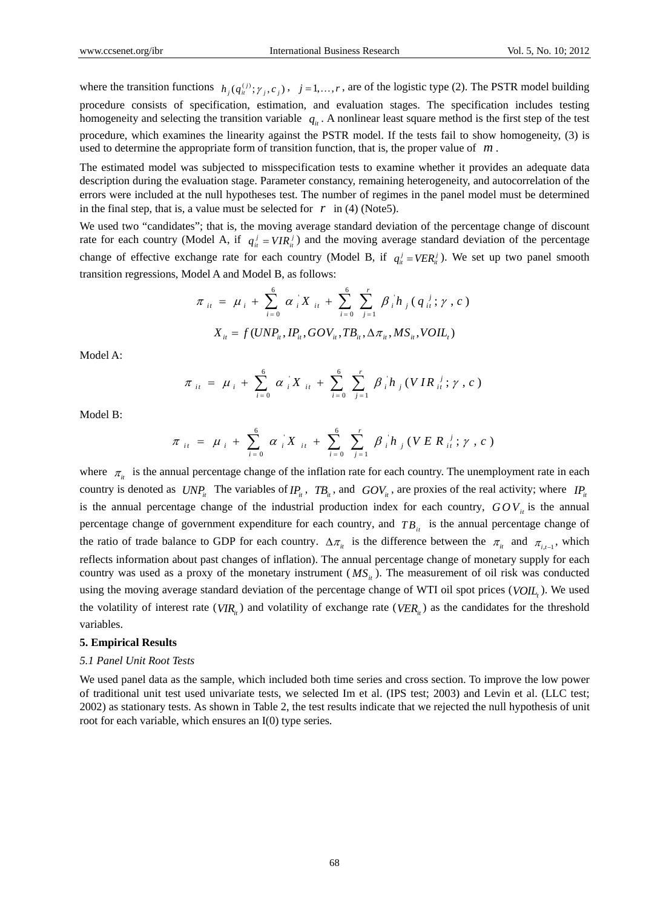where the transition functions $h_j(q_{it}^{(j)};\gamma_j,c_j)$, $j=1,\ldots,r$, are of the logistic type (2). The PSTR model building procedure consists of specification, estimation, and evaluation stages. The specification includes testing homogeneity and selecting the transition variable $q_{it}$. A nonlinear least square method is the first step of the test procedure, which examines the linearity against the PSTR model. If the tests fail to show homogeneity, (3) is used to determine the appropriate form of transition function, that is, the proper value of $m$.

The estimated model was subjected to misspecification tests to examine whether it provides an adequate data description during the evaluation stage. Parameter constancy, remaining heterogeneity, and autocorrelation of the errors were included at the null hypotheses test. The number of regimes in the panel model must be determined in the final step, that is, a value must be selected for $r$ in (4) (Note5).

We used two "candidates"; that is, the moving average standard deviation of the percentage change of discount rate for each country (Model A, if $q_{it}^{j}=VIR_{it}^{j}$) and the moving average standard deviation of the percentage change of effective exchange rate for each country (Model B, if $q_{it}^{j}=VER_{it}^{j}$). We set up two panel smooth transition regressions, Model A and Model B, as follows:

$$\pi_{it} = \mu_i + \sum_{i=0}^{6} \alpha_i^{'} X_{it} + \sum_{i=0}^{6}\sum_{j=1}^{r} \beta_i^{'} h_j(q_{it}^{j};\gamma,c)$$

$$X_{it} = f(UNP_{it}, IP_{it}, GOV_{it}, TB_{it}, \Delta\pi_{it}, MS_{it}, VOIL_t)$$

Model A:

$$\pi_{it} = \mu_i + \sum_{i=0}^{6} \alpha_i^{'} X_{it} + \sum_{i=0}^{6}\sum_{j=1}^{r} \beta_i^{'} h_j(VIR_{it}^{j};\gamma,c)$$

Model B:

$$\pi_{it} = \mu_i + \sum_{i=0}^{6} \alpha_i^{'} X_{it} + \sum_{i=0}^{6}\sum_{j=1}^{r} \beta_i^{'} h_j(VER_{it}^{j};\gamma,c)$$

where $\pi_{it}$ is the annual percentage change of the inflation rate for each country. The unemployment rate in each country is denoted as $UNP_{it}$ The variables of $IP_{it}$, $TB_{it}$, and $GOV_{it}$, are proxies of the real activity; where $IP_{it}$ is the annual percentage change of the industrial production index for each country, $GOV_{it}$ is the annual percentage change of government expenditure for each country, and $TB_{it}$ is the annual percentage change of the ratio of trade balance to GDP for each country. $\Delta\pi_{it}$ is the difference between the $\pi_{it}$ and $\pi_{i,t-1}$, which reflects information about past changes of inflation). The annual percentage change of monetary supply for each country was used as a proxy of the monetary instrument ($MS_{it}$). The measurement of oil risk was conducted using the moving average standard deviation of the percentage change of WTI oil spot prices ($VOIL_t$). We used the volatility of interest rate ($VIR_{it}$) and volatility of exchange rate ($VER_{it}$) as the candidates for the threshold variables.

## 5. Empirical Results

### 5.1 Panel Unit Root Tests

We used panel data as the sample, which included both time series and cross section. To improve the low power of traditional unit test used univariate tests, we selected Im et al. (IPS test; 2003) and Levin et al. (LLC test; 2002) as stationary tests. As shown in Table 2, the test results indicate that we rejected the null hypothesis of unit root for each variable, which ensures an I(0) type series.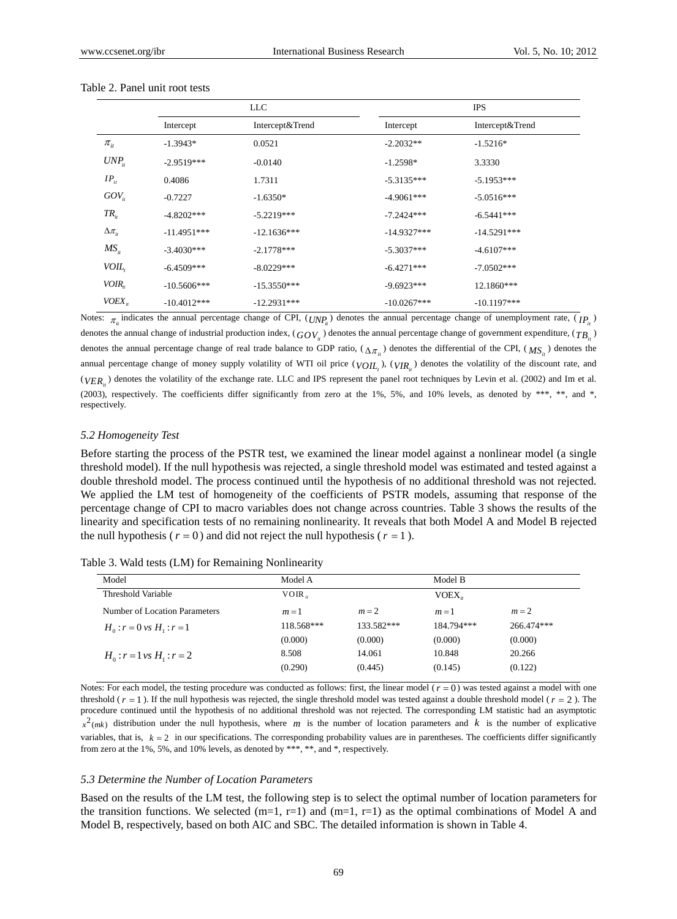Table 2. Panel unit root tests

| | LLC | | IPS | |
|---|---|---|---|---|
| | Intercept | Intercept&Trend | Intercept | Intercept&Trend |
| $\pi_{it}$ | -1.3943* | 0.0521 | -2.2032** | -1.5216* |
| $UNP_{it}$ | -2.9519*** | -0.0140 | -1.2598* | 3.3330 |
| $IP_{it}$ | 0.4086 | 1.7311 | -5.3135*** | -5.1953*** |
| $GOV_{it}$ | -0.7227 | -1.6350* | -4.9061*** | -5.0516*** |
| $TR_{it}$ | -4.8202*** | -5.2219*** | -7.2424*** | -6.5441*** |
| $\Delta\pi_{it}$ | -11.4951*** | -12.1636*** | -14.9327*** | -14.5291*** |
| $MS_{it}$ | -3.4030*** | -2.1778*** | -5.3037*** | -4.6107*** |
| $VOIL_{t}$ | -6.4509*** | -8.0229*** | -6.4271*** | -7.0502*** |
| $VOIR_{it}$ | -10.5606*** | -15.3550*** | -9.6923*** | 12.1860*** |
| $VOEX_{it}$ | -10.4012*** | -12.2931*** | -10.0267*** | -10.1197*** |

Notes: $\pi_{it}$ indicates the annual percentage change of CPI, ($UNP_{it}$) denotes the annual percentage change of unemployment rate, ($IP_{it}$) denotes the annual change of industrial production index, ($GOV_{it}$) denotes the annual percentage change of government expenditure, ($TB_{it}$) denotes the annual percentage change of real trade balance to GDP ratio, ($\Delta\pi_{it}$) denotes the differential of the CPI, ($MS_{it}$) denotes the annual percentage change of money supply volatility of WTI oil price ($VOIL_{t}$), ($VIR_{it}$) denotes the volatility of the discount rate, and ($VER_{it}$) denotes the volatility of the exchange rate. LLC and IPS represent the panel root techniques by Levin et al. (2002) and Im et al. (2003), respectively. The coefficients differ significantly from zero at the 1%, 5%, and 10% levels, as denoted by ***, **, and *, respectively.

### 5.2 Homogeneity Test

Before starting the process of the PSTR test, we examined the linear model against a nonlinear model (a single threshold model). If the null hypothesis was rejected, a single threshold model was estimated and tested against a double threshold model. The process continued until the hypothesis of no additional threshold was not rejected. We applied the LM test of homogeneity of the coefficients of PSTR models, assuming that response of the percentage change of CPI to macro variables does not change across countries. Table 3 shows the results of the linearity and specification tests of no remaining nonlinearity. It reveals that both Model A and Model B rejected the null hypothesis ($r = 0$) and did not reject the null hypothesis ($r = 1$).

Table 3. Wald tests (LM) for Remaining Nonlinearity

| Model | Model A | | Model B | |
|---|---|---|---|---|
| Threshold Variable | $VOIR_{it}$ | | $VOEX_{it}$ | |
| Number of Location Parameters | $m=1$ | $m=2$ | $m=1$ | $m=2$ |
| $H_0: r=0$ *vs* $H_1: r=1$ | 118.568*** | 133.582*** | 184.794*** | 266.474*** |
| | (0.000) | (0.000) | (0.000) | (0.000) |
| $H_0: r=1$ *vs* $H_1: r=2$ | 8.508 | 14.061 | 10.848 | 20.266 |
| | (0.290) | (0.445) | (0.145) | (0.122) |

Notes: For each model, the testing procedure was conducted as follows: first, the linear model ($r = 0$) was tested against a model with one threshold ($r = 1$). If the null hypothesis was rejected, the single threshold model was tested against a double threshold model ($r = 2$). The procedure continued until the hypothesis of no additional threshold was not rejected. The corresponding LM statistic had an asymptotic $x^2(mk)$ distribution under the null hypothesis, where $m$ is the number of location parameters and $k$ is the number of explicative variables, that is, $k = 2$ in our specifications. The corresponding probability values are in parentheses. The coefficients differ significantly from zero at the 1%, 5%, and 10% levels, as denoted by ***, **, and *, respectively.

### 5.3 Determine the Number of Location Parameters

Based on the results of the LM test, the following step is to select the optimal number of location parameters for the transition functions. We selected (m=1, r=1) and (m=1, r=1) as the optimal combinations of Model A and Model B, respectively, based on both AIC and SBC. The detailed information is shown in Table 4.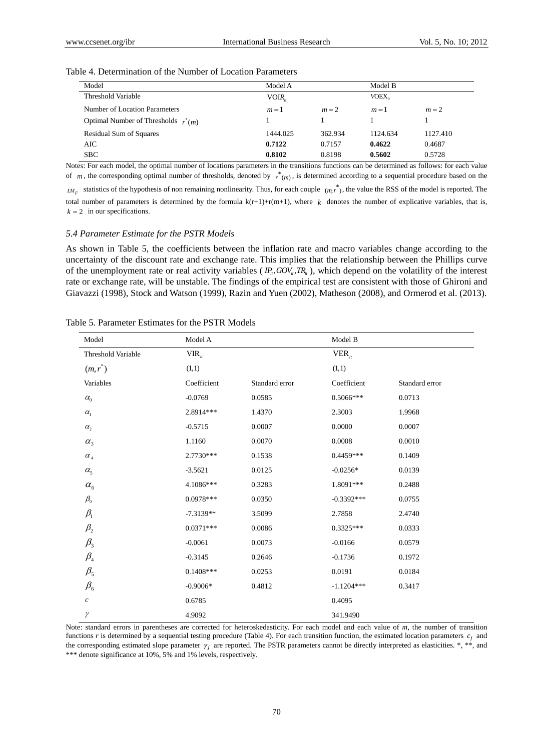Table 4. Determination of the Number of Location Parameters

| Model | Model A | | Model B | |
|---|---|---|---|---|
| Threshold Variable | $\text{VOIR}_{it}$ | | $\text{VOEX}_{it}$ | |
| Number of Location Parameters | $m=1$ | $m=2$ | $m=1$ | $m=2$ |
| Optimal Number of Thresholds $r^*(m)$ | 1 | 1 | 1 | 1 |
| Residual Sum of Squares | 1444.025 | 362.934 | 1124.634 | 1127.410 |
| AIC | **0.7122** | 0.7157 | **0.4622** | 0.4687 |
| SBC | **0.8102** | 0.8198 | **0.5602** | 0.5728 |

Notes: For each model, the optimal number of locations parameters in the transitions functions can be determined as follows: for each value of $m$, the corresponding optimal number of thresholds, denoted by $r^*(m)$, is determined according to a sequential procedure based on the $LM_F$ statistics of the hypothesis of non remaining nonlinearity. Thus, for each couple $(m, r^*)$, the value the RSS of the model is reported. The total number of parameters is determined by the formula k(r+1)+r(m+1), where $k$ denotes the number of explicative variables, that is, $k = 2$ in our specifications.

### 5.4 Parameter Estimate for the PSTR Models

As shown in Table 5, the coefficients between the inflation rate and macro variables change according to the uncertainty of the discount rate and exchange rate. This implies that the relationship between the Phillips curve of the unemployment rate or real activity variables ($IP_{it}, GOV_{it}, TR_{it}$), which depend on the volatility of the interest rate or exchange rate, will be unstable. The findings of the empirical test are consistent with those of Ghironi and Giavazzi (1998), Stock and Watson (1999), Razin and Yuen (2002), Matheson (2008), and Ormerod et al. (2013).

Table 5. Parameter Estimates for the PSTR Models

| Model | Model A | | Model B | |
|---|---|---|---|---|
| Threshold Variable | $\text{VIR}_{it}$ | | $\text{VER}_{it}$ | |
| $(m, r^*)$ | (1,1) | | (1,1) | |
| Variables | Coefficient | Standard error | Coefficient | Standard error |
| $\alpha_0$ | -0.0769 | 0.0585 | 0.5066*** | 0.0713 |
| $\alpha_1$ | 2.8914*** | 1.4370 | 2.3003 | 1.9968 |
| $\alpha_2$ | -0.5715 | 0.0007 | 0.0000 | 0.0007 |
| $\alpha_3$ | 1.1160 | 0.0070 | 0.0008 | 0.0010 |
| $\alpha_4$ | 2.7730*** | 0.1538 | 0.4459*** | 0.1409 |
| $\alpha_5$ | -3.5621 | 0.0125 | -0.0256* | 0.0139 |
| $\alpha_6$ | 4.1086*** | 0.3283 | 1.8091*** | 0.2488 |
| $\beta_0$ | 0.0978*** | 0.0350 | -0.3392*** | 0.0755 |
| $\beta_1$ | -7.3139** | 3.5099 | 2.7858 | 2.4740 |
| $\beta_2$ | 0.0371*** | 0.0086 | 0.3325*** | 0.0333 |
| $\beta_3$ | -0.0061 | 0.0073 | -0.0166 | 0.0579 |
| $\beta_4$ | -0.3145 | 0.2646 | -0.1736 | 0.1972 |
| $\beta_5$ | 0.1408*** | 0.0253 | 0.0191 | 0.0184 |
| $\beta_6$ | -0.9006* | 0.4812 | -1.1204*** | 0.3417 |
| $c$ | 0.6785 | | 0.4095 | |
| $\gamma$ | 4.9092 | | 341.9490 | |

Note: standard errors in parentheses are corrected for heteroskedasticity. For each model and each value of $m$, the number of transition functions $r$ is determined by a sequential testing procedure (Table 4). For each transition function, the estimated location parameters $c_j$ and the corresponding estimated slope parameter $\gamma_j$ are reported. The PSTR parameters cannot be directly interpreted as elasticities. *, **, and *** denote significance at 10%, 5% and 1% levels, respectively.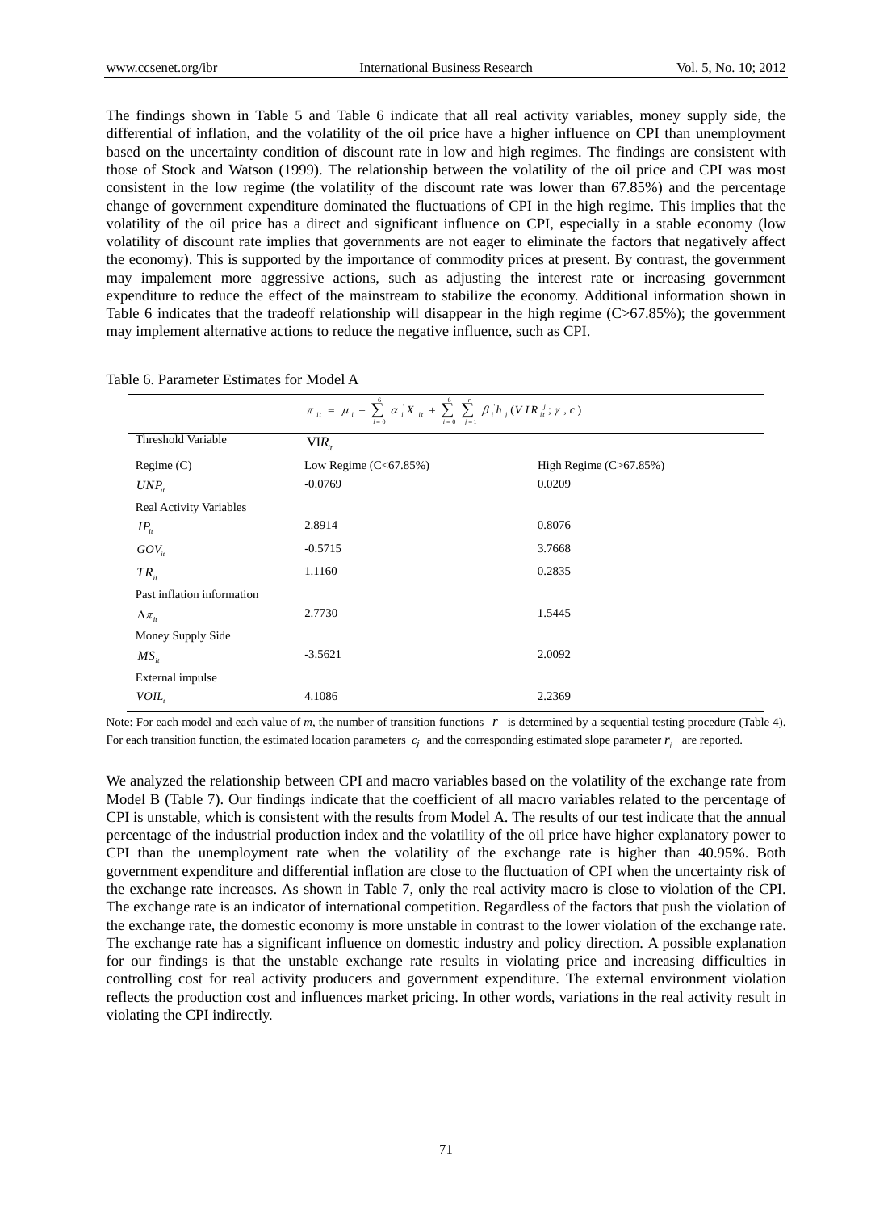The findings shown in Table 5 and Table 6 indicate that all real activity variables, money supply side, the differential of inflation, and the volatility of the oil price have a higher influence on CPI than unemployment based on the uncertainty condition of discount rate in low and high regimes. The findings are consistent with those of Stock and Watson (1999). The relationship between the volatility of the oil price and CPI was most consistent in the low regime (the volatility of the discount rate was lower than 67.85%) and the percentage change of government expenditure dominated the fluctuations of CPI in the high regime. This implies that the volatility of the oil price has a direct and significant influence on CPI, especially in a stable economy (low volatility of discount rate implies that governments are not eager to eliminate the factors that negatively affect the economy). This is supported by the importance of commodity prices at present. By contrast, the government may impalement more aggressive actions, such as adjusting the interest rate or increasing government expenditure to reduce the effect of the mainstream to stabilize the economy. Additional information shown in Table 6 indicates that the tradeoff relationship will disappear in the high regime (C>67.85%); the government may implement alternative actions to reduce the negative influence, such as CPI.

Table 6. Parameter Estimates for Model A

| | $\pi_{it} = \mu_i + \sum_{i=0}^{6} \alpha_i' X_{it} + \sum_{i=0}^{6} \sum_{j=1}^{r} \beta_i' h_j (VIR_{it}^j; \gamma, c)$ | |
|---|---|---|
| Threshold Variable | $VIR_{it}$ | |
| Regime (C) | Low Regime (C<67.85%) | High Regime (C>67.85%) |
| $UNP_{it}$ | -0.0769 | 0.0209 |
| Real Activity Variables | | |
| $IP_{it}$ | 2.8914 | 0.8076 |
| $GOV_{it}$ | -0.5715 | 3.7668 |
| $TR_{it}$ | 1.1160 | 0.2835 |
| Past inflation information | | |
| $\Delta\pi_{it}$ | 2.7730 | 1.5445 |
| Money Supply Side | | |
| $MS_{it}$ | -3.5621 | 2.0092 |
| External impulse | | |
| $VOIL_t$ | 4.1086 | 2.2369 |

Note: For each model and each value of *m*, the number of transition functions $r$ is determined by a sequential testing procedure (Table 4). For each transition function, the estimated location parameters $c_j$ and the corresponding estimated slope parameter $r_j$ are reported.

We analyzed the relationship between CPI and macro variables based on the volatility of the exchange rate from Model B (Table 7). Our findings indicate that the coefficient of all macro variables related to the percentage of CPI is unstable, which is consistent with the results from Model A. The results of our test indicate that the annual percentage of the industrial production index and the volatility of the oil price have higher explanatory power to CPI than the unemployment rate when the volatility of the exchange rate is higher than 40.95%. Both government expenditure and differential inflation are close to the fluctuation of CPI when the uncertainty risk of the exchange rate increases. As shown in Table 7, only the real activity macro is close to violation of the CPI. The exchange rate is an indicator of international competition. Regardless of the factors that push the violation of the exchange rate, the domestic economy is more unstable in contrast to the lower violation of the exchange rate. The exchange rate has a significant influence on domestic industry and policy direction. A possible explanation for our findings is that the unstable exchange rate results in violating price and increasing difficulties in controlling cost for real activity producers and government expenditure. The external environment violation reflects the production cost and influences market pricing. In other words, variations in the real activity result in violating the CPI indirectly.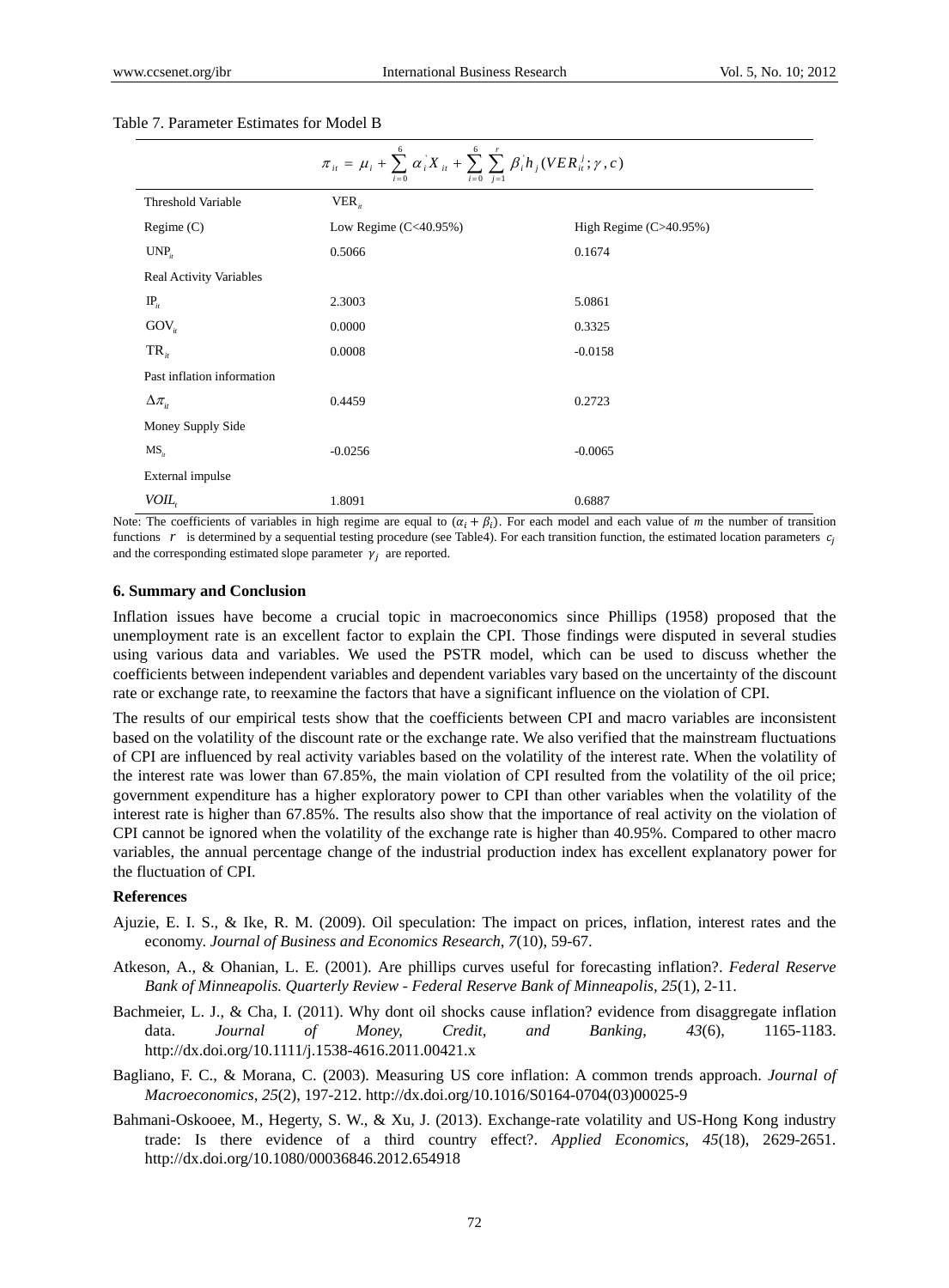Table 7. Parameter Estimates for Model B

| $\pi_{it} = \mu_i + \sum_{i=0}^{6} \alpha_i^{'} X_{it} + \sum_{i=0}^{6} \sum_{j=1}^{r} \beta_i^{'} h_j (VER_{it}^{j}; \gamma, c)$ | | |
|---|---|---|
| Threshold Variable | $VER_{it}$ | |
| Regime (C) | Low Regime (C<40.95%) | High Regime (C>40.95%) |
| $UNP_{it}$ | 0.5066 | 0.1674 |
| Real Activity Variables | | |
| $IP_{it}$ | 2.3003 | 5.0861 |
| $GOV_{it}$ | 0.0000 | 0.3325 |
| $TR_{it}$ | 0.0008 | -0.0158 |
| Past inflation information | | |
| $\Delta\pi_{it}$ | 0.4459 | 0.2723 |
| Money Supply Side | | |
| $MS_{it}$ | -0.0256 | -0.0065 |
| External impulse | | |
| $VOIL_t$ | 1.8091 | 0.6887 |

Note: The coefficients of variables in high regime are equal to $(\alpha_i + \beta_i)$. For each model and each value of $m$ the number of transition functions $r$ is determined by a sequential testing procedure (see Table4). For each transition function, the estimated location parameters $c_j$ and the corresponding estimated slope parameter $\gamma_j$ are reported.

## 6. Summary and Conclusion

Inflation issues have become a crucial topic in macroeconomics since Phillips (1958) proposed that the unemployment rate is an excellent factor to explain the CPI. Those findings were disputed in several studies using various data and variables. We used the PSTR model, which can be used to discuss whether the coefficients between independent variables and dependent variables vary based on the uncertainty of the discount rate or exchange rate, to reexamine the factors that have a significant influence on the violation of CPI.

The results of our empirical tests show that the coefficients between CPI and macro variables are inconsistent based on the volatility of the discount rate or the exchange rate. We also verified that the mainstream fluctuations of CPI are influenced by real activity variables based on the volatility of the interest rate. When the volatility of the interest rate was lower than 67.85%, the main violation of CPI resulted from the volatility of the oil price; government expenditure has a higher exploratory power to CPI than other variables when the volatility of the interest rate is higher than 67.85%. The results also show that the importance of real activity on the violation of CPI cannot be ignored when the volatility of the exchange rate is higher than 40.95%. Compared to other macro variables, the annual percentage change of the industrial production index has excellent explanatory power for the fluctuation of CPI.

### References

Ajuzie, E. I. S., & Ike, R. M. (2009). Oil speculation: The impact on prices, inflation, interest rates and the economy. *Journal of Business and Economics Research*, *7*(10), 59-67.

Atkeson, A., & Ohanian, L. E. (2001). Are phillips curves useful for forecasting inflation?. *Federal Reserve Bank of Minneapolis. Quarterly Review - Federal Reserve Bank of Minneapolis, 25*(1), 2-11.

Bachmeier, L. J., & Cha, I. (2011). Why dont oil shocks cause inflation? evidence from disaggregate inflation data. *Journal of Money, Credit, and Banking*, *43*(6), 1165-1183. http://dx.doi.org/10.1111/j.1538-4616.2011.00421.x

Bagliano, F. C., & Morana, C. (2003). Measuring US core inflation: A common trends approach. *Journal of Macroeconomics*, *25*(2), 197-212. http://dx.doi.org/10.1016/S0164-0704(03)00025-9

Bahmani-Oskooee, M., Hegerty, S. W., & Xu, J. (2013). Exchange-rate volatility and US-Hong Kong industry trade: Is there evidence of a third country effect?. *Applied Economics*, *45*(18), 2629-2651. http://dx.doi.org/10.1080/00036846.2012.654918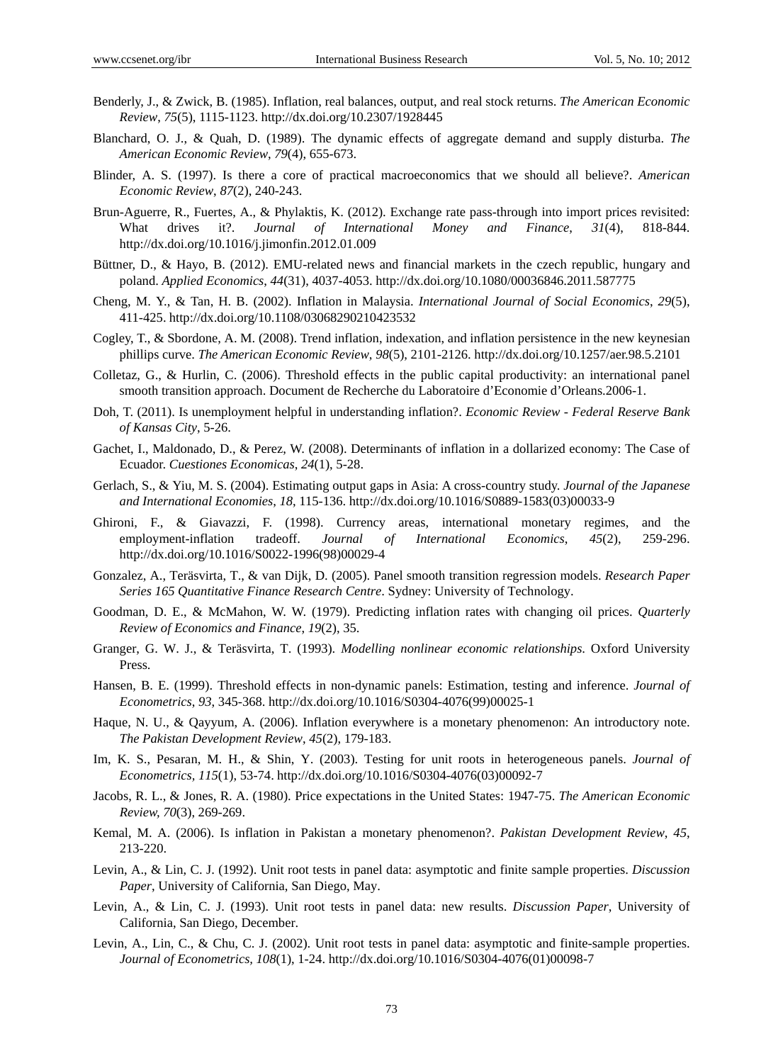Benderly, J., & Zwick, B. (1985). Inflation, real balances, output, and real stock returns. *The American Economic Review*, *75*(5), 1115-1123. http://dx.doi.org/10.2307/1928445

Blanchard, O. J., & Quah, D. (1989). The dynamic effects of aggregate demand and supply disturba. *The American Economic Review*, *79*(4), 655-673.

Blinder, A. S. (1997). Is there a core of practical macroeconomics that we should all believe?. *American Economic Review*, *87*(2), 240-243.

Brun-Aguerre, R., Fuertes, A., & Phylaktis, K. (2012). Exchange rate pass-through into import prices revisited: What drives it?. *Journal of International Money and Finance*, *31*(4), 818-844. http://dx.doi.org/10.1016/j.jimonfin.2012.01.009

Büttner, D., & Hayo, B. (2012). EMU-related news and financial markets in the czech republic, hungary and poland. *Applied Economics*, *44*(31), 4037-4053. http://dx.doi.org/10.1080/00036846.2011.587775

Cheng, M. Y., & Tan, H. B. (2002). Inflation in Malaysia. *International Journal of Social Economics*, *29*(5), 411-425. http://dx.doi.org/10.1108/03068290210423532

Cogley, T., & Sbordone, A. M. (2008). Trend inflation, indexation, and inflation persistence in the new keynesian phillips curve. *The American Economic Review*, *98*(5), 2101-2126. http://dx.doi.org/10.1257/aer.98.5.2101

Colletaz, G., & Hurlin, C. (2006). Threshold effects in the public capital productivity: an international panel smooth transition approach. Document de Recherche du Laboratoire d'Economie d'Orleans.2006-1.

Doh, T. (2011). Is unemployment helpful in understanding inflation?. *Economic Review - Federal Reserve Bank of Kansas City*, 5-26.

Gachet, I., Maldonado, D., & Perez, W. (2008). Determinants of inflation in a dollarized economy: The Case of Ecuador. *Cuestiones Economicas*, *24*(1), 5-28.

Gerlach, S., & Yiu, M. S. (2004). Estimating output gaps in Asia: A cross-country study. *Journal of the Japanese and International Economies*, *18*, 115-136. http://dx.doi.org/10.1016/S0889-1583(03)00033-9

Ghironi, F., & Giavazzi, F. (1998). Currency areas, international monetary regimes, and the employment-inflation tradeoff. *Journal of International Economics*, *45*(2), 259-296. http://dx.doi.org/10.1016/S0022-1996(98)00029-4

Gonzalez, A., Teräsvirta, T., & van Dijk, D. (2005). Panel smooth transition regression models. *Research Paper Series 165 Quantitative Finance Research Centre*. Sydney: University of Technology.

Goodman, D. E., & McMahon, W. W. (1979). Predicting inflation rates with changing oil prices. *Quarterly Review of Economics and Finance*, *19*(2), 35.

Granger, G. W. J., & Teräsvirta, T. (1993). *Modelling nonlinear economic relationships*. Oxford University Press.

Hansen, B. E. (1999). Threshold effects in non-dynamic panels: Estimation, testing and inference. *Journal of Econometrics*, *93*, 345-368. http://dx.doi.org/10.1016/S0304-4076(99)00025-1

Haque, N. U., & Qayyum, A. (2006). Inflation everywhere is a monetary phenomenon: An introductory note. *The Pakistan Development Review*, *45*(2), 179-183.

Im, K. S., Pesaran, M. H., & Shin, Y. (2003). Testing for unit roots in heterogeneous panels. *Journal of Econometrics*, *115*(1), 53-74. http://dx.doi.org/10.1016/S0304-4076(03)00092-7

Jacobs, R. L., & Jones, R. A. (1980). Price expectations in the United States: 1947-75. *The American Economic Review, 70*(3), 269-269.

Kemal, M. A. (2006). Is inflation in Pakistan a monetary phenomenon?. *Pakistan Development Review*, *45*, 213-220.

Levin, A., & Lin, C. J. (1992). Unit root tests in panel data: asymptotic and finite sample properties. *Discussion Paper*, University of California, San Diego, May.

Levin, A., & Lin, C. J. (1993). Unit root tests in panel data: new results. *Discussion Paper*, University of California, San Diego, December.

Levin, A., Lin, C., & Chu, C. J. (2002). Unit root tests in panel data: asymptotic and finite-sample properties. *Journal of Econometrics*, *108*(1), 1-24. http://dx.doi.org/10.1016/S0304-4076(01)00098-7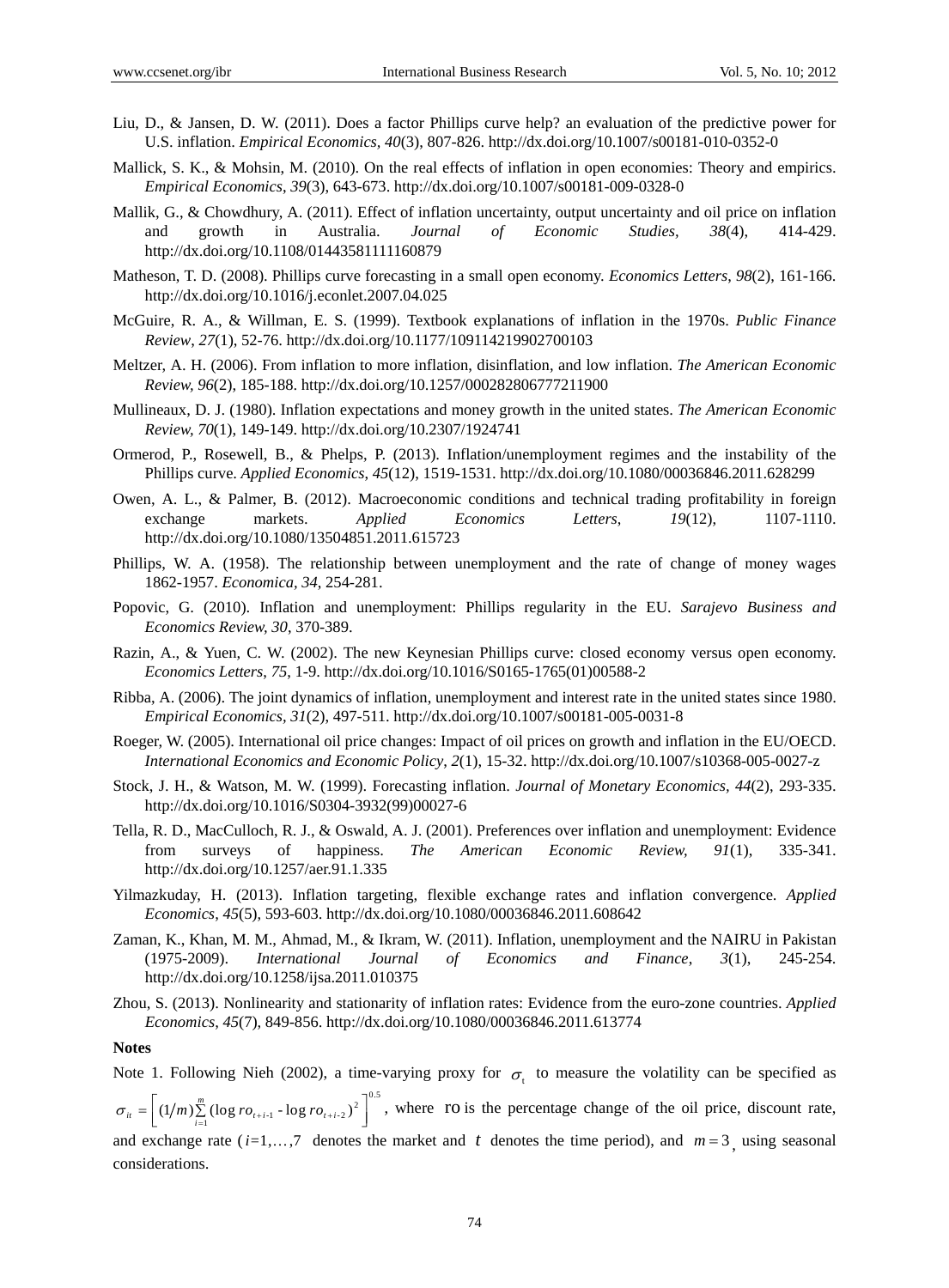Liu, D., & Jansen, D. W. (2011). Does a factor Phillips curve help? an evaluation of the predictive power for U.S. inflation. *Empirical Economics, 40*(3), 807-826. http://dx.doi.org/10.1007/s00181-010-0352-0

Mallick, S. K., & Mohsin, M. (2010). On the real effects of inflation in open economies: Theory and empirics. *Empirical Economics*, *39*(3), 643-673. http://dx.doi.org/10.1007/s00181-009-0328-0

Mallik, G., & Chowdhury, A. (2011). Effect of inflation uncertainty, output uncertainty and oil price on inflation and growth in Australia. *Journal of Economic Studies*, *38*(4), 414-429. http://dx.doi.org/10.1108/01443581111160879

Matheson, T. D. (2008). Phillips curve forecasting in a small open economy. *Economics Letters*, *98*(2), 161-166. http://dx.doi.org/10.1016/j.econlet.2007.04.025

McGuire, R. A., & Willman, E. S. (1999). Textbook explanations of inflation in the 1970s. *Public Finance Review*, *27*(1), 52-76. http://dx.doi.org/10.1177/109114219902700103

Meltzer, A. H. (2006). From inflation to more inflation, disinflation, and low inflation. *The American Economic Review, 96*(2), 185-188. http://dx.doi.org/10.1257/000282806777211900

Mullineaux, D. J. (1980). Inflation expectations and money growth in the united states. *The American Economic Review, 70*(1), 149-149. http://dx.doi.org/10.2307/1924741

Ormerod, P., Rosewell, B., & Phelps, P. (2013). Inflation/unemployment regimes and the instability of the Phillips curve. *Applied Economics*, *45*(12), 1519-1531. http://dx.doi.org/10.1080/00036846.2011.628299

Owen, A. L., & Palmer, B. (2012). Macroeconomic conditions and technical trading profitability in foreign exchange markets. *Applied Economics Letters*, *19*(12), 1107-1110. http://dx.doi.org/10.1080/13504851.2011.615723

Phillips, W. A. (1958). The relationship between unemployment and the rate of change of money wages 1862-1957. *Economica, 34*, 254-281.

Popovic, G. (2010). Inflation and unemployment: Phillips regularity in the EU. *Sarajevo Business and Economics Review, 30*, 370-389.

Razin, A., & Yuen, C. W. (2002). The new Keynesian Phillips curve: closed economy versus open economy. *Economics Letters, 75,* 1-9. http://dx.doi.org/10.1016/S0165-1765(01)00588-2

Ribba, A. (2006). The joint dynamics of inflation, unemployment and interest rate in the united states since 1980. *Empirical Economics, 31*(2), 497-511. http://dx.doi.org/10.1007/s00181-005-0031-8

Roeger, W. (2005). International oil price changes: Impact of oil prices on growth and inflation in the EU/OECD. *International Economics and Economic Policy*, *2*(1), 15-32. http://dx.doi.org/10.1007/s10368-005-0027-z

Stock, J. H., & Watson, M. W. (1999). Forecasting inflation. *Journal of Monetary Economics*, *44*(2), 293-335. http://dx.doi.org/10.1016/S0304-3932(99)00027-6

Tella, R. D., MacCulloch, R. J., & Oswald, A. J. (2001). Preferences over inflation and unemployment: Evidence from surveys of happiness. *The American Economic Review, 91*(1), 335-341. http://dx.doi.org/10.1257/aer.91.1.335

Yilmazkuday, H. (2013). Inflation targeting, flexible exchange rates and inflation convergence. *Applied Economics*, *45*(5), 593-603. http://dx.doi.org/10.1080/00036846.2011.608642

Zaman, K., Khan, M. M., Ahmad, M., & Ikram, W. (2011). Inflation, unemployment and the NAIRU in Pakistan (1975-2009). *International Journal of Economics and Finance*, *3*(1), 245-254. http://dx.doi.org/10.1258/ijsa.2011.010375

Zhou, S. (2013). Nonlinearity and stationarity of inflation rates: Evidence from the euro-zone countries. *Applied Economics*, *45*(7), 849-856. http://dx.doi.org/10.1080/00036846.2011.613774

**Notes**

Note 1. Following Nieh (2002), a time-varying proxy for $\sigma_t$ to measure the volatility can be specified as $\sigma_{it} = \left[ (1/m)\sum_{i=1}^{m} (\log ro_{t+i-1} - \log ro_{t+i-2})^2 \right]^{0.5}$, where ro is the percentage change of the oil price, discount rate, and exchange rate ($i$=1,…,7 denotes the market and $t$ denotes the time period), and $m = 3$, using seasonal considerations.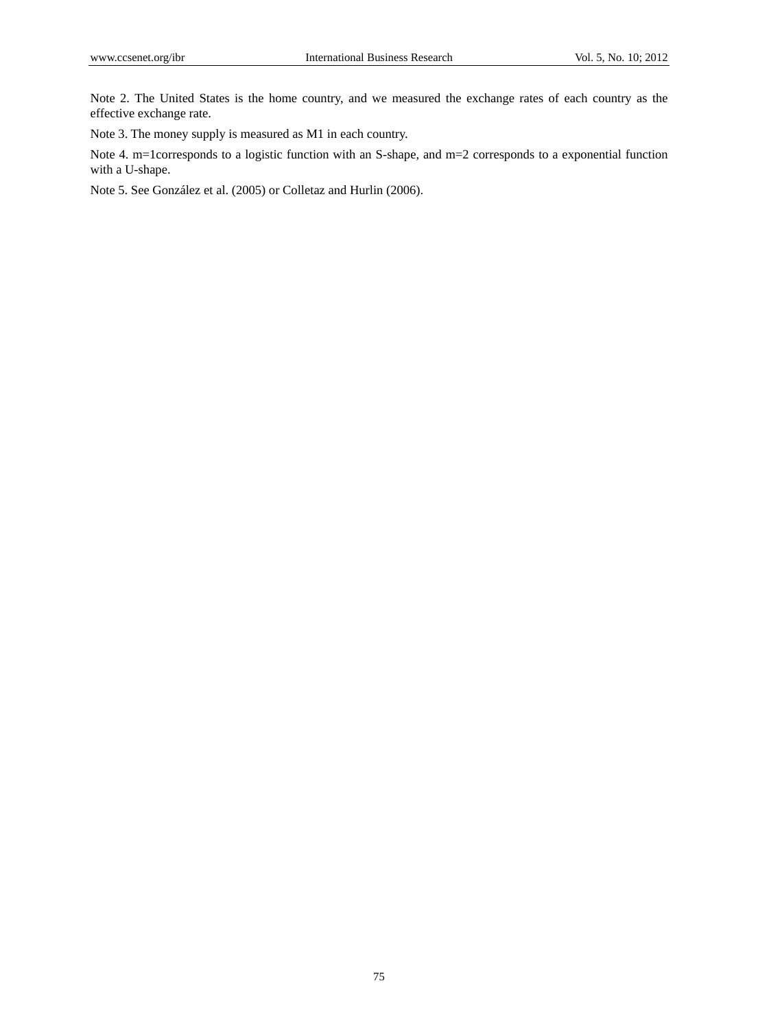Note 2. The United States is the home country, and we measured the exchange rates of each country as the effective exchange rate.

Note 3. The money supply is measured as M1 in each country.

Note 4. $m=1$corresponds to a logistic function with an S-shape, and $m=2$ corresponds to a exponential function with a U-shape.

Note 5. See González et al. (2005) or Colletaz and Hurlin (2006).